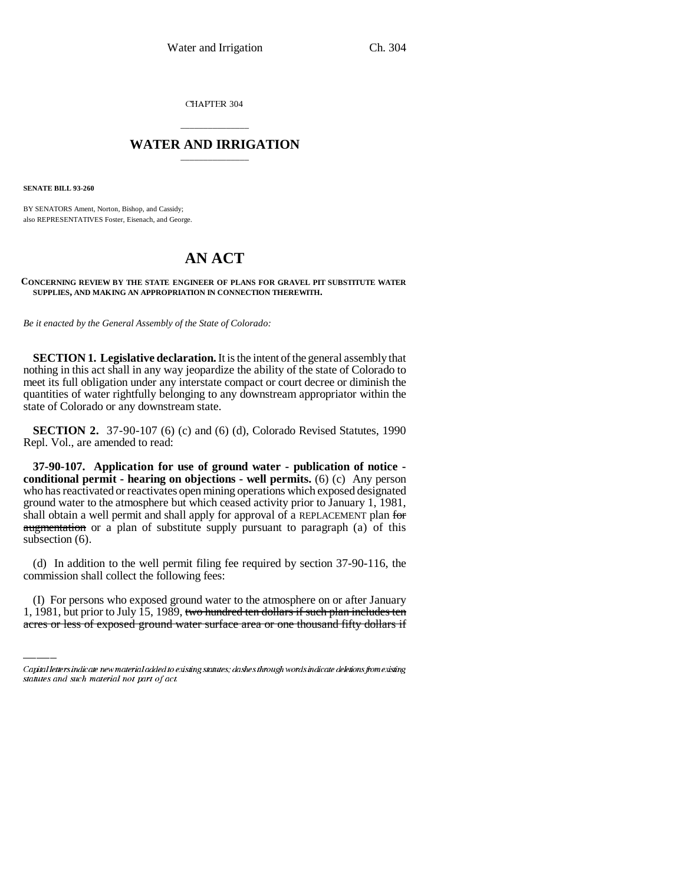CHAPTER 304

## WATER AND IRRIGATION

**SENATE BILL 93-260**

BY SENATORS Ament, Norton, Bishop, and Cassidy;
also REPRESENTATIVES Foster, Eisenach, and George.

# AN ACT

**CONCERNING REVIEW BY THE STATE ENGINEER OF PLANS FOR GRAVEL PIT SUBSTITUTE WATER SUPPLIES, AND MAKING AN APPROPRIATION IN CONNECTION THEREWITH.**

*Be it enacted by the General Assembly of the State of Colorado:*

**SECTION 1. Legislative declaration.** It is the intent of the general assembly that nothing in this act shall in any way jeopardize the ability of the state of Colorado to meet its full obligation under any interstate compact or court decree or diminish the quantities of water rightfully belonging to any downstream appropriator within the state of Colorado or any downstream state.

**SECTION 2.** 37-90-107 (6) (c) and (6) (d), Colorado Revised Statutes, 1990 Repl. Vol., are amended to read:

**37-90-107. Application for use of ground water - publication of notice - conditional permit - hearing on objections - well permits.** (6) (c) Any person who has reactivated or reactivates open mining operations which exposed designated ground water to the atmosphere but which ceased activity prior to January 1, 1981, shall obtain a well permit and shall apply for approval of a REPLACEMENT plan ~~for augmentation~~ or a plan of substitute supply pursuant to paragraph (a) of this subsection (6).

(d) In addition to the well permit filing fee required by section 37-90-116, the commission shall collect the following fees:

(I) For persons who exposed ground water to the atmosphere on or after January 1, 1981, but prior to July 15, 1989, ~~two hundred ten dollars if such plan includes ten acres or less of exposed ground water surface area or one thousand fifty dollars if~~

Capital letters indicate new material added to existing statutes; dashes through words indicate deletions from existing statutes and such material not part of act.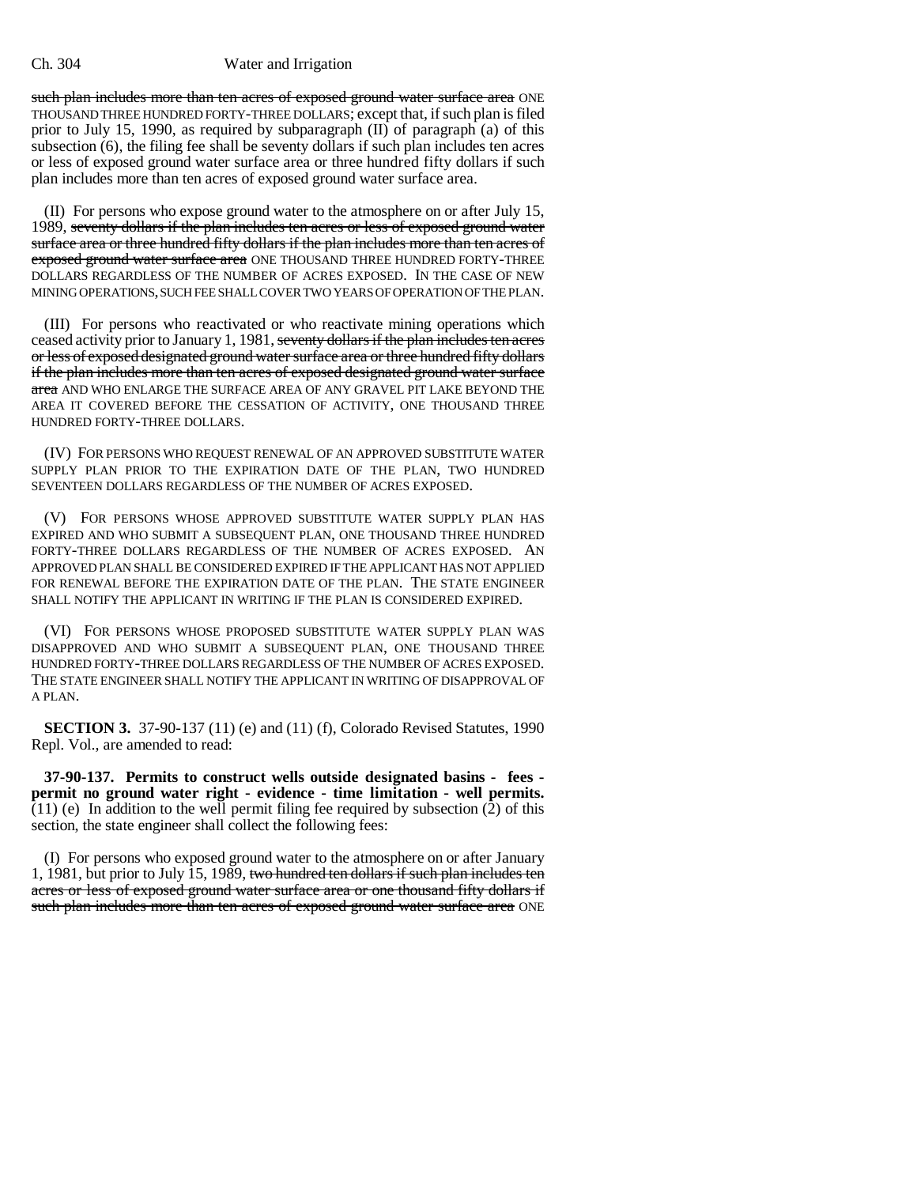such plan includes more than ten acres of exposed ground water surface area ONE THOUSAND THREE HUNDRED FORTY-THREE DOLLARS; except that, if such plan is filed prior to July 15, 1990, as required by subparagraph (II) of paragraph (a) of this subsection (6), the filing fee shall be seventy dollars if such plan includes ten acres or less of exposed ground water surface area or three hundred fifty dollars if such plan includes more than ten acres of exposed ground water surface area.

(II) For persons who expose ground water to the atmosphere on or after July 15, 1989, seventy dollars if the plan includes ten acres or less of exposed ground water surface area or three hundred fifty dollars if the plan includes more than ten acres of exposed ground water surface area ONE THOUSAND THREE HUNDRED FORTY-THREE DOLLARS REGARDLESS OF THE NUMBER OF ACRES EXPOSED. IN THE CASE OF NEW MINING OPERATIONS, SUCH FEE SHALL COVER TWO YEARS OF OPERATION OF THE PLAN.

(III) For persons who reactivated or who reactivate mining operations which ceased activity prior to January 1, 1981, seventy dollars if the plan includes ten acres or less of exposed designated ground water surface area or three hundred fifty dollars if the plan includes more than ten acres of exposed designated ground water surface area AND WHO ENLARGE THE SURFACE AREA OF ANY GRAVEL PIT LAKE BEYOND THE AREA IT COVERED BEFORE THE CESSATION OF ACTIVITY, ONE THOUSAND THREE HUNDRED FORTY-THREE DOLLARS.

(IV) FOR PERSONS WHO REQUEST RENEWAL OF AN APPROVED SUBSTITUTE WATER SUPPLY PLAN PRIOR TO THE EXPIRATION DATE OF THE PLAN, TWO HUNDRED SEVENTEEN DOLLARS REGARDLESS OF THE NUMBER OF ACRES EXPOSED.

(V) FOR PERSONS WHOSE APPROVED SUBSTITUTE WATER SUPPLY PLAN HAS EXPIRED AND WHO SUBMIT A SUBSEQUENT PLAN, ONE THOUSAND THREE HUNDRED FORTY-THREE DOLLARS REGARDLESS OF THE NUMBER OF ACRES EXPOSED. AN APPROVED PLAN SHALL BE CONSIDERED EXPIRED IF THE APPLICANT HAS NOT APPLIED FOR RENEWAL BEFORE THE EXPIRATION DATE OF THE PLAN. THE STATE ENGINEER SHALL NOTIFY THE APPLICANT IN WRITING IF THE PLAN IS CONSIDERED EXPIRED.

(VI) FOR PERSONS WHOSE PROPOSED SUBSTITUTE WATER SUPPLY PLAN WAS DISAPPROVED AND WHO SUBMIT A SUBSEQUENT PLAN, ONE THOUSAND THREE HUNDRED FORTY-THREE DOLLARS REGARDLESS OF THE NUMBER OF ACRES EXPOSED. THE STATE ENGINEER SHALL NOTIFY THE APPLICANT IN WRITING OF DISAPPROVAL OF A PLAN.

**SECTION 3.** 37-90-137 (11) (e) and (11) (f), Colorado Revised Statutes, 1990 Repl. Vol., are amended to read:

**37-90-137. Permits to construct wells outside designated basins - fees - permit no ground water right - evidence - time limitation - well permits.** (11) (e) In addition to the well permit filing fee required by subsection (2) of this section, the state engineer shall collect the following fees:

(I) For persons who exposed ground water to the atmosphere on or after January 1, 1981, but prior to July 15, 1989, two hundred ten dollars if such plan includes ten acres or less of exposed ground water surface area or one thousand fifty dollars if such plan includes more than ten acres of exposed ground water surface area ONE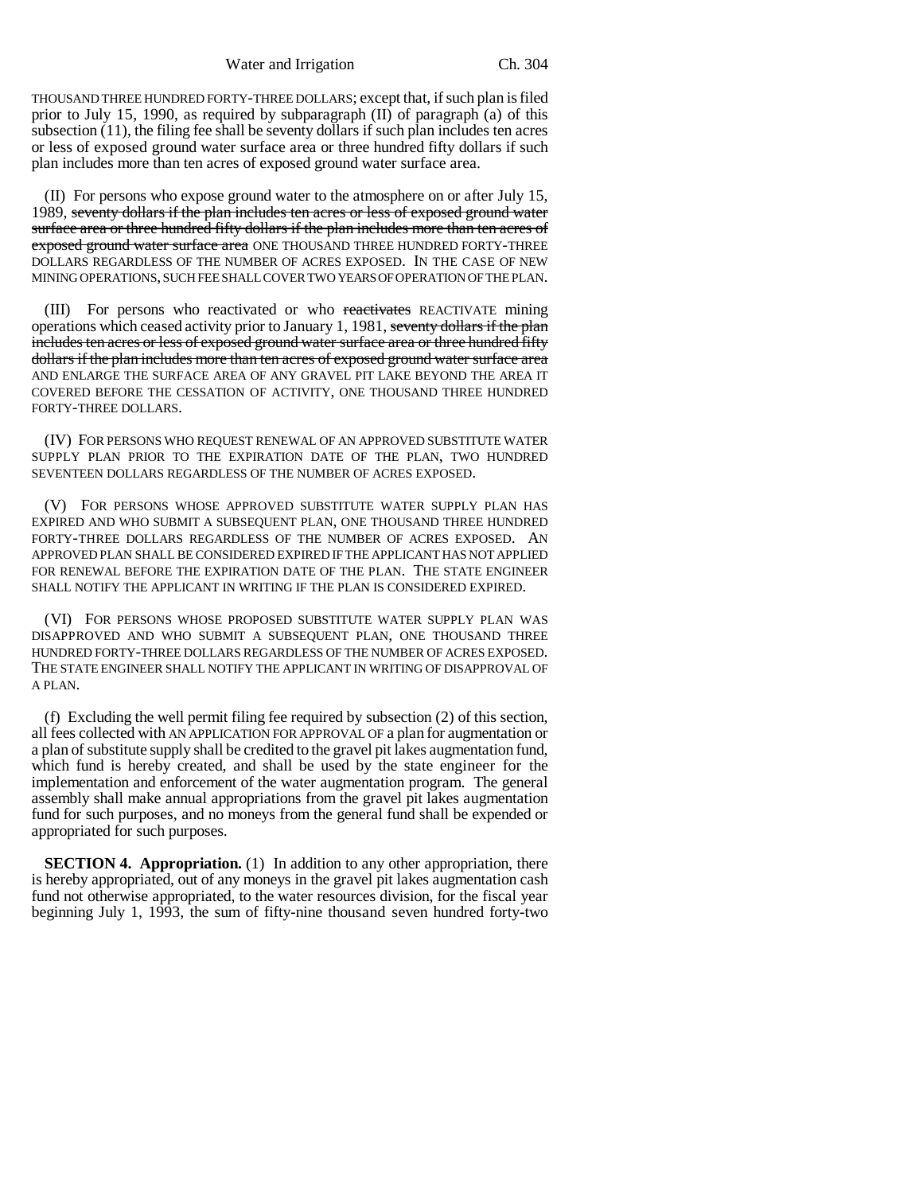THOUSAND THREE HUNDRED FORTY-THREE DOLLARS; except that, if such plan is filed prior to July 15, 1990, as required by subparagraph (II) of paragraph (a) of this subsection (11), the filing fee shall be seventy dollars if such plan includes ten acres or less of exposed ground water surface area or three hundred fifty dollars if such plan includes more than ten acres of exposed ground water surface area.

(II) For persons who expose ground water to the atmosphere on or after July 15, 1989, ~~seventy dollars if the plan includes ten acres or less of exposed ground water surface area or three hundred fifty dollars if the plan includes more than ten acres of exposed ground water surface area~~ ONE THOUSAND THREE HUNDRED FORTY-THREE DOLLARS REGARDLESS OF THE NUMBER OF ACRES EXPOSED. IN THE CASE OF NEW MINING OPERATIONS, SUCH FEE SHALL COVER TWO YEARS OF OPERATION OF THE PLAN.

(III) For persons who reactivated or who ~~reactivates~~ REACTIVATE mining operations which ceased activity prior to January 1, 1981, ~~seventy dollars if the plan includes ten acres or less of exposed ground water surface area or three hundred fifty dollars if the plan includes more than ten acres of exposed ground water surface area~~ AND ENLARGE THE SURFACE AREA OF ANY GRAVEL PIT LAKE BEYOND THE AREA IT COVERED BEFORE THE CESSATION OF ACTIVITY, ONE THOUSAND THREE HUNDRED FORTY-THREE DOLLARS.

(IV) FOR PERSONS WHO REQUEST RENEWAL OF AN APPROVED SUBSTITUTE WATER SUPPLY PLAN PRIOR TO THE EXPIRATION DATE OF THE PLAN, TWO HUNDRED SEVENTEEN DOLLARS REGARDLESS OF THE NUMBER OF ACRES EXPOSED.

(V) FOR PERSONS WHOSE APPROVED SUBSTITUTE WATER SUPPLY PLAN HAS EXPIRED AND WHO SUBMIT A SUBSEQUENT PLAN, ONE THOUSAND THREE HUNDRED FORTY-THREE DOLLARS REGARDLESS OF THE NUMBER OF ACRES EXPOSED. AN APPROVED PLAN SHALL BE CONSIDERED EXPIRED IF THE APPLICANT HAS NOT APPLIED FOR RENEWAL BEFORE THE EXPIRATION DATE OF THE PLAN. THE STATE ENGINEER SHALL NOTIFY THE APPLICANT IN WRITING IF THE PLAN IS CONSIDERED EXPIRED.

(VI) FOR PERSONS WHOSE PROPOSED SUBSTITUTE WATER SUPPLY PLAN WAS DISAPPROVED AND WHO SUBMIT A SUBSEQUENT PLAN, ONE THOUSAND THREE HUNDRED FORTY-THREE DOLLARS REGARDLESS OF THE NUMBER OF ACRES EXPOSED. THE STATE ENGINEER SHALL NOTIFY THE APPLICANT IN WRITING OF DISAPPROVAL OF A PLAN.

(f) Excluding the well permit filing fee required by subsection (2) of this section, all fees collected with AN APPLICATION FOR APPROVAL OF a plan for augmentation or a plan of substitute supply shall be credited to the gravel pit lakes augmentation fund, which fund is hereby created, and shall be used by the state engineer for the implementation and enforcement of the water augmentation program. The general assembly shall make annual appropriations from the gravel pit lakes augmentation fund for such purposes, and no moneys from the general fund shall be expended or appropriated for such purposes.

**SECTION 4. Appropriation.** (1) In addition to any other appropriation, there is hereby appropriated, out of any moneys in the gravel pit lakes augmentation cash fund not otherwise appropriated, to the water resources division, for the fiscal year beginning July 1, 1993, the sum of fifty-nine thousand seven hundred forty-two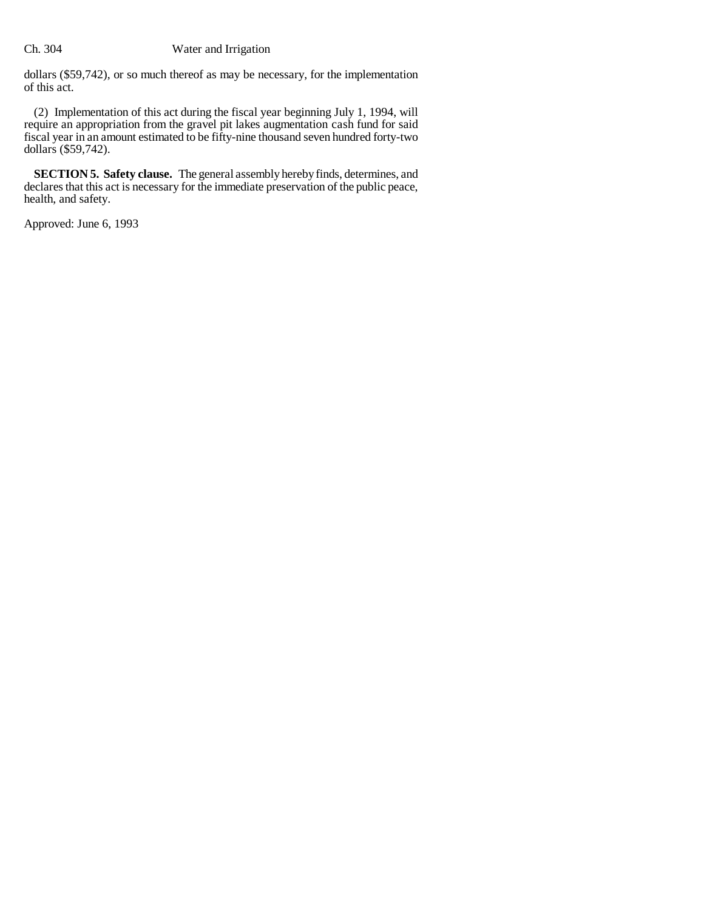dollars ($59,742), or so much thereof as may be necessary, for the implementation of this act.

(2) Implementation of this act during the fiscal year beginning July 1, 1994, will require an appropriation from the gravel pit lakes augmentation cash fund for said fiscal year in an amount estimated to be fifty-nine thousand seven hundred forty-two dollars ($59,742).

**SECTION 5. Safety clause.** The general assembly hereby finds, determines, and declares that this act is necessary for the immediate preservation of the public peace, health, and safety.

Approved: June 6, 1993